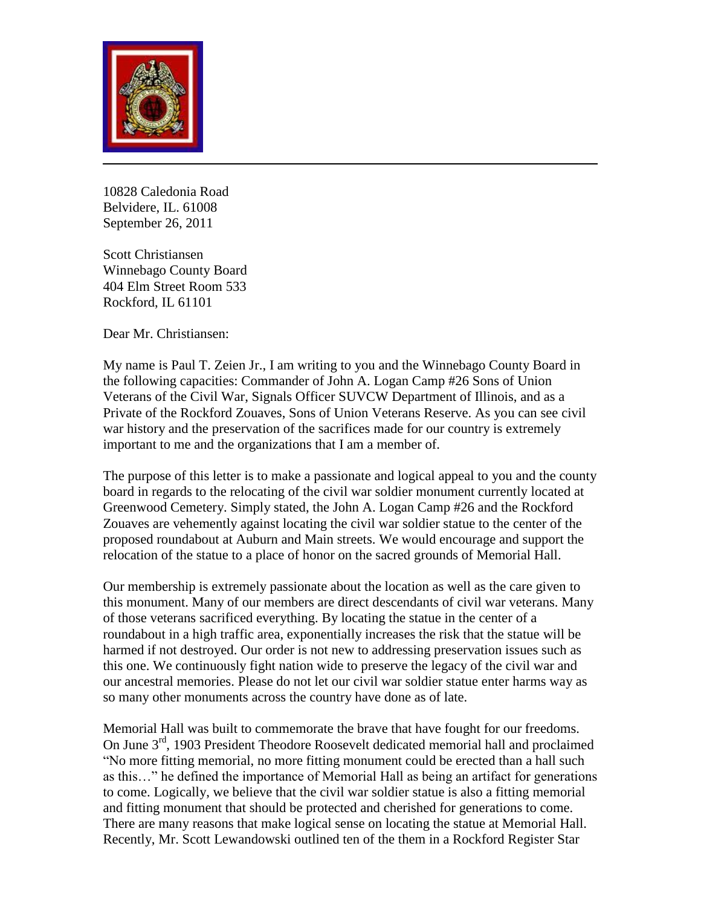10828 Caledonia Road
Belvidere, IL. 61008
September 26, 2011

Scott Christiansen
Winnebago County Board
404 Elm Street Room 533
Rockford, IL 61101

Dear Mr. Christiansen:

My name is Paul T. Zeien Jr., I am writing to you and the Winnebago County Board in the following capacities: Commander of John A. Logan Camp #26 Sons of Union Veterans of the Civil War, Signals Officer SUVCW Department of Illinois, and as a Private of the Rockford Zouaves, Sons of Union Veterans Reserve. As you can see civil war history and the preservation of the sacrifices made for our country is extremely important to me and the organizations that I am a member of.

The purpose of this letter is to make a passionate and logical appeal to you and the county board in regards to the relocating of the civil war soldier monument currently located at Greenwood Cemetery. Simply stated, the John A. Logan Camp #26 and the Rockford Zouaves are vehemently against locating the civil war soldier statue to the center of the proposed roundabout at Auburn and Main streets. We would encourage and support the relocation of the statue to a place of honor on the sacred grounds of Memorial Hall.

Our membership is extremely passionate about the location as well as the care given to this monument. Many of our members are direct descendants of civil war veterans. Many of those veterans sacrificed everything. By locating the statue in the center of a roundabout in a high traffic area, exponentially increases the risk that the statue will be harmed if not destroyed. Our order is not new to addressing preservation issues such as this one. We continuously fight nation wide to preserve the legacy of the civil war and our ancestral memories. Please do not let our civil war soldier statue enter harms way as so many other monuments across the country have done as of late.

Memorial Hall was built to commemorate the brave that have fought for our freedoms. On June 3rd, 1903 President Theodore Roosevelt dedicated memorial hall and proclaimed "No more fitting memorial, no more fitting monument could be erected than a hall such as this…" he defined the importance of Memorial Hall as being an artifact for generations to come. Logically, we believe that the civil war soldier statue is also a fitting memorial and fitting monument that should be protected and cherished for generations to come. There are many reasons that make logical sense on locating the statue at Memorial Hall. Recently, Mr. Scott Lewandowski outlined ten of the them in a Rockford Register Star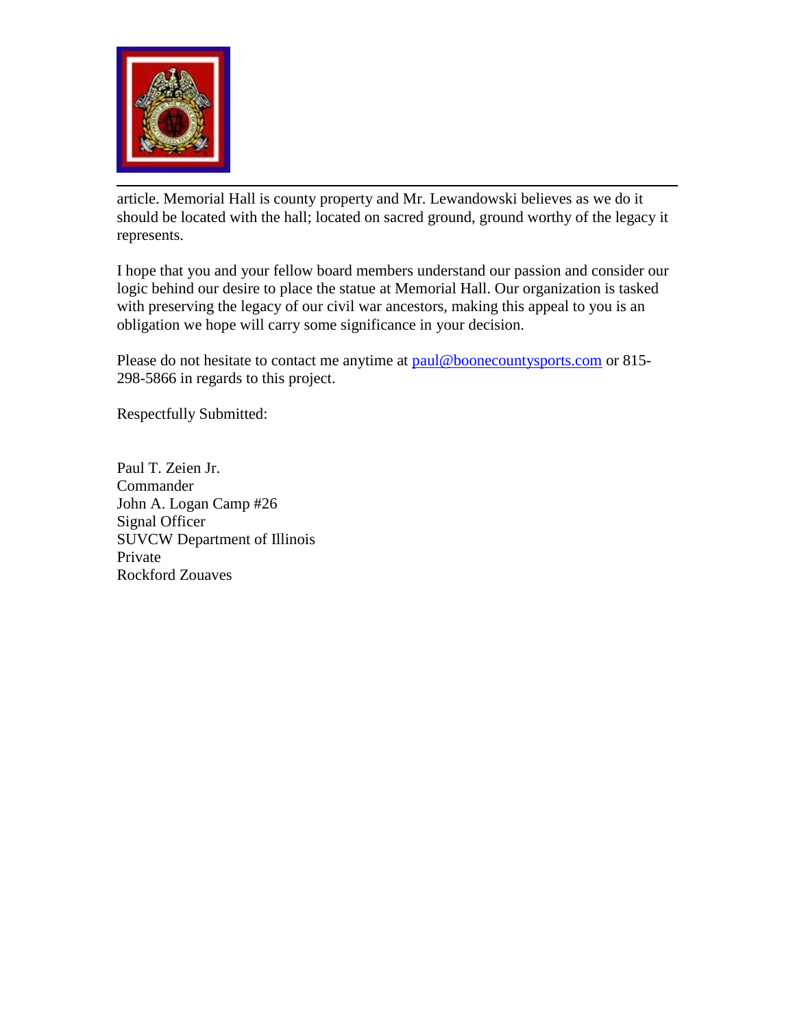article. Memorial Hall is county property and Mr. Lewandowski believes as we do it should be located with the hall; located on sacred ground, ground worthy of the legacy it represents.

I hope that you and your fellow board members understand our passion and consider our logic behind our desire to place the statue at Memorial Hall. Our organization is tasked with preserving the legacy of our civil war ancestors, making this appeal to you is an obligation we hope will carry some significance in your decision.

Please do not hesitate to contact me anytime at paul@boonecountysports.com or 815-298-5866 in regards to this project.

Respectfully Submitted:

Paul T. Zeien Jr.
Commander
John A. Logan Camp #26
Signal Officer
SUVCW Department of Illinois
Private
Rockford Zouaves